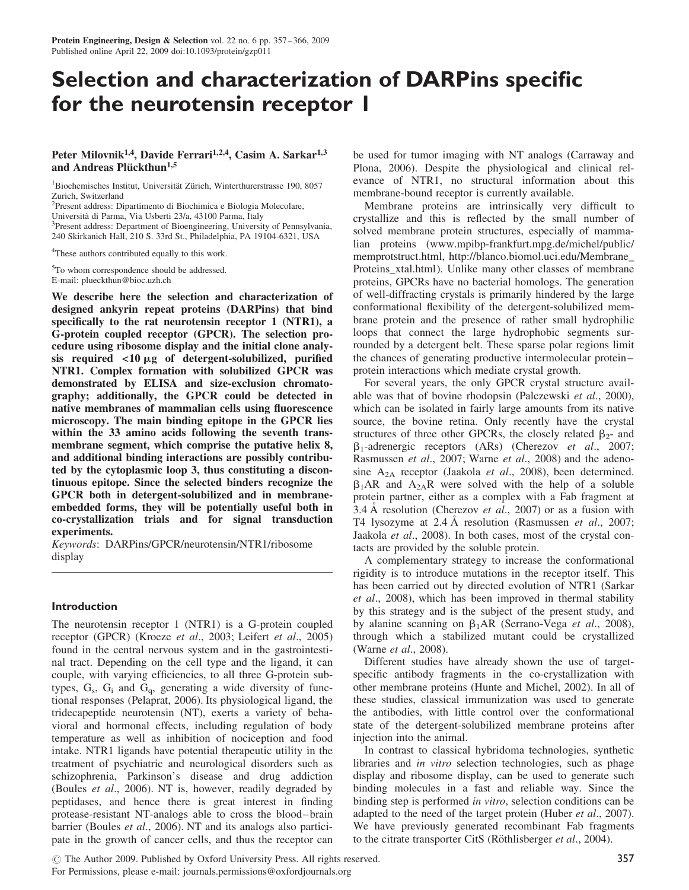# Selection and characterization of DARPins specific for the neurotensin receptor 1

**Peter Milovnik[1,4], Davide Ferrari[1,2,4], Casim A. Sarkar[1,3] and Andreas Plückthun[1,5]**

[1]Biochemisches Institut, Universität Zürich, Winterthurerstrasse 190, 8057 Zurich, Switzerland

[2]Present address: Dipartimento di Biochimica e Biologia Molecolare, Università di Parma, Via Usberti 23/a, 43100 Parma, Italy

[3]Present address: Department of Bioengineering, University of Pennsylvania, 240 Skirkanich Hall, 210 S. 33rd St., Philadelphia, PA 19104-6321, USA

[4]These authors contributed equally to this work.

[5]To whom correspondence should be addressed. E-mail: plueckthun@bioc.uzh.ch

**We describe here the selection and characterization of designed ankyrin repeat proteins (DARPins) that bind specifically to the rat neurotensin receptor 1 (NTR1), a G-protein coupled receptor (GPCR). The selection procedure using ribosome display and the initial clone analysis required <10 μg of detergent-solubilized, purified NTR1. Complex formation with solubilized GPCR was demonstrated by ELISA and size-exclusion chromatography; additionally, the GPCR could be detected in native membranes of mammalian cells using fluorescence microscopy. The main binding epitope in the GPCR lies within the 33 amino acids following the seventh transmembrane segment, which comprise the putative helix 8, and additional binding interactions are possibly contributed by the cytoplasmic loop 3, thus constituting a discontinuous epitope. Since the selected binders recognize the GPCR both in detergent-solubilized and in membrane-embedded forms, they will be potentially useful both in co-crystallization trials and for signal transduction experiments.**

*Keywords*: DARPins/GPCR/neurotensin/NTR1/ribosome display

## Introduction

The neurotensin receptor 1 (NTR1) is a G-protein coupled receptor (GPCR) (Kroeze *et al*., 2003; Leifert *et al*., 2005) found in the central nervous system and in the gastrointestinal tract. Depending on the cell type and the ligand, it can couple, with varying efficiencies, to all three G-protein subtypes, $G_s$, $G_i$ and $G_q$, generating a wide diversity of functional responses (Pelaprat, 2006). Its physiological ligand, the tridecapeptide neurotensin (NT), exerts a variety of behavioral and hormonal effects, including regulation of body temperature as well as inhibition of nociception and food intake. NTR1 ligands have potential therapeutic utility in the treatment of psychiatric and neurological disorders such as schizophrenia, Parkinson's disease and drug addiction (Boules *et al*., 2006). NT is, however, readily degraded by peptidases, and hence there is great interest in finding protease-resistant NT-analogs able to cross the blood–brain barrier (Boules *et al*., 2006). NT and its analogs also participate in the growth of cancer cells, and thus the receptor can be used for tumor imaging with NT analogs (Carraway and Plona, 2006). Despite the physiological and clinical relevance of NTR1, no structural information about this membrane-bound receptor is currently available.

Membrane proteins are intrinsically very difficult to crystallize and this is reflected by the small number of solved membrane protein structures, especially of mammalian proteins (www.mpibp-frankfurt.mpg.de/michel/public/memprotstruct.html, http://blanco.biomol.uci.edu/Membrane_Proteins_xtal.html). Unlike many other classes of membrane proteins, GPCRs have no bacterial homologs. The generation of well-diffracting crystals is primarily hindered by the large conformational flexibility of the detergent-solubilized membrane protein and the presence of rather small hydrophilic loops that connect the large hydrophobic segments surrounded by a detergent belt. These sparse polar regions limit the chances of generating productive intermolecular protein–protein interactions which mediate crystal growth.

For several years, the only GPCR crystal structure available was that of bovine rhodopsin (Palczewski *et al*., 2000), which can be isolated in fairly large amounts from its native source, the bovine retina. Only recently have the crystal structures of three other GPCRs, the closely related $\beta_2$- and $\beta_1$-adrenergic receptors (ARs) (Cherezov *et al*., 2007; Rasmussen *et al*., 2007; Warne *et al*., 2008) and the adenosine $A_{2A}$ receptor (Jaakola *et al*., 2008), been determined. $\beta_1$AR and $A_{2A}$R were solved with the help of a soluble protein partner, either as a complex with a Fab fragment at 3.4 Å resolution (Cherezov *et al*., 2007) or as a fusion with T4 lysozyme at 2.4 Å resolution (Rasmussen *et al*., 2007; Jaakola *et al*., 2008). In both cases, most of the crystal contacts are provided by the soluble protein.

A complementary strategy to increase the conformational rigidity is to introduce mutations in the receptor itself. This has been carried out by directed evolution of NTR1 (Sarkar *et al*., 2008), which has been improved in thermal stability by this strategy and is the subject of the present study, and by alanine scanning on $\beta_1$AR (Serrano-Vega *et al*., 2008), through which a stabilized mutant could be crystallized (Warne *et al*., 2008).

Different studies have already shown the use of target-specific antibody fragments in the co-crystallization with other membrane proteins (Hunte and Michel, 2002). In all of these studies, classical immunization was used to generate the antibodies, with little control over the conformational state of the detergent-solubilized membrane proteins after injection into the animal.

In contrast to classical hybridoma technologies, synthetic libraries and *in vitro* selection technologies, such as phage display and ribosome display, can be used to generate such binding molecules in a fast and reliable way. Since the binding step is performed *in vitro*, selection conditions can be adapted to the need of the target protein (Huber *et al*., 2007). We have previously generated recombinant Fab fragments to the citrate transporter CitS (Röthlisberger *et al*., 2004).

© The Author 2009. Published by Oxford University Press. All rights reserved.
For Permissions, please e-mail: journals.permissions@oxfordjournals.org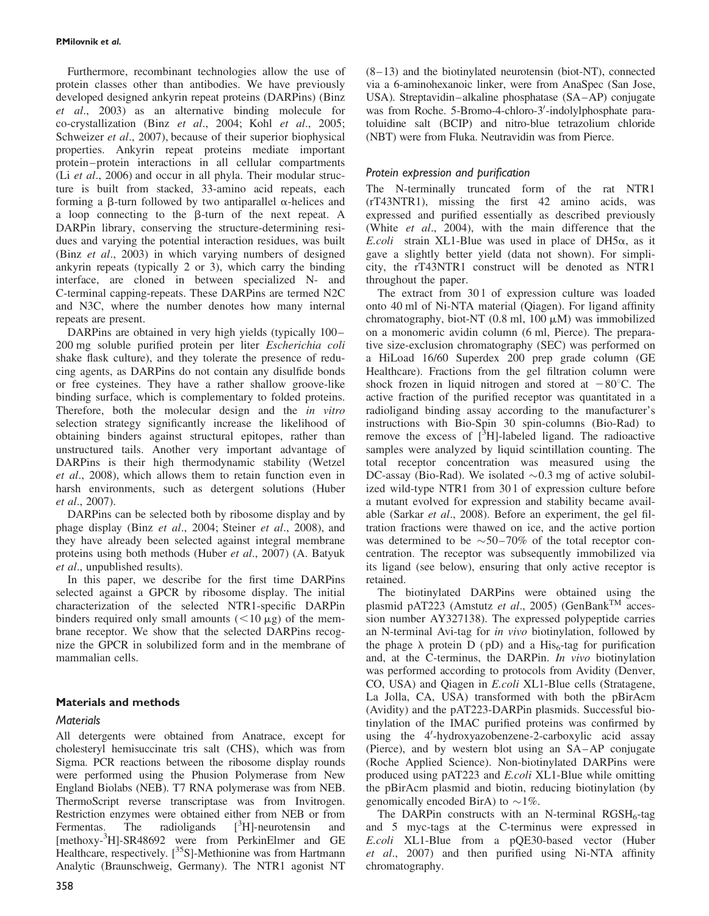Furthermore, recombinant technologies allow the use of protein classes other than antibodies. We have previously developed designed ankyrin repeat proteins (DARPins) (Binz *et al*., 2003) as an alternative binding molecule for co-crystallization (Binz *et al*., 2004; Kohl *et al*., 2005; Schweizer *et al*., 2007), because of their superior biophysical properties. Ankyrin repeat proteins mediate important protein–protein interactions in all cellular compartments (Li *et al*., 2006) and occur in all phyla. Their modular structure is built from stacked, 33-amino acid repeats, each forming a β-turn followed by two antiparallel α-helices and a loop connecting to the β-turn of the next repeat. A DARPin library, conserving the structure-determining residues and varying the potential interaction residues, was built (Binz *et al*., 2003) in which varying numbers of designed ankyrin repeats (typically 2 or 3), which carry the binding interface, are cloned in between specialized N- and C-terminal capping-repeats. These DARPins are termed N2C and N3C, where the number denotes how many internal repeats are present.

DARPins are obtained in very high yields (typically 100–200 mg soluble purified protein per liter *Escherichia coli* shake flask culture), and they tolerate the presence of reducing agents, as DARPins do not contain any disulfide bonds or free cysteines. They have a rather shallow groove-like binding surface, which is complementary to folded proteins. Therefore, both the molecular design and the *in vitro* selection strategy significantly increase the likelihood of obtaining binders against structural epitopes, rather than unstructured tails. Another very important advantage of DARPins is their high thermodynamic stability (Wetzel *et al*., 2008), which allows them to retain function even in harsh environments, such as detergent solutions (Huber *et al*., 2007).

DARPins can be selected both by ribosome display and by phage display (Binz *et al*., 2004; Steiner *et al*., 2008), and they have already been selected against integral membrane proteins using both methods (Huber *et al*., 2007) (A. Batyuk *et al*., unpublished results).

In this paper, we describe for the first time DARPins selected against a GPCR by ribosome display. The initial characterization of the selected NTR1-specific DARPin binders required only small amounts ($<10$ μg) of the membrane receptor. We show that the selected DARPins recognize the GPCR in solubilized form and in the membrane of mammalian cells.

## Materials and methods

### *Materials*

All detergents were obtained from Anatrace, except for cholesteryl hemisuccinate tris salt (CHS), which was from Sigma. PCR reactions between the ribosome display rounds were performed using the Phusion Polymerase from New England Biolabs (NEB). T7 RNA polymerase was from NEB. ThermoScript reverse transcriptase was from Invitrogen. Restriction enzymes were obtained either from NEB or from Fermentas. The radioligands [$^{3}$H]-neurotensin and [methoxy-$^{3}$H]-SR48692 were from PerkinElmer and GE Healthcare, respectively. [$^{35}$S]-Methionine was from Hartmann Analytic (Braunschweig, Germany). The NTR1 agonist NT (8–13) and the biotinylated neurotensin (biot-NT), connected via a 6-aminohexanoic linker, were from AnaSpec (San Jose, USA). Streptavidin–alkaline phosphatase (SA–AP) conjugate was from Roche. 5-Bromo-4-chloro-3′-indolylphosphate para-toluidine salt (BCIP) and nitro-blue tetrazolium chloride (NBT) were from Fluka. Neutravidin was from Pierce.

### *Protein expression and purification*

The N-terminally truncated form of the rat NTR1 (rT43NTR1), missing the first 42 amino acids, was expressed and purified essentially as described previously (White *et al*., 2004), with the main difference that the *E.coli* strain XL1-Blue was used in place of DH5α, as it gave a slightly better yield (data not shown). For simplicity, the rT43NTR1 construct will be denoted as NTR1 throughout the paper.

The extract from 30 l of expression culture was loaded onto 40 ml of Ni-NTA material (Qiagen). For ligand affinity chromatography, biot-NT (0.8 ml, 100 μM) was immobilized on a monomeric avidin column (6 ml, Pierce). The preparative size-exclusion chromatography (SEC) was performed on a HiLoad 16/60 Superdex 200 prep grade column (GE Healthcare). Fractions from the gel filtration column were shock frozen in liquid nitrogen and stored at $-80$°C. The active fraction of the purified receptor was quantitated in a radioligand binding assay according to the manufacturer's instructions with Bio-Spin 30 spin-columns (Bio-Rad) to remove the excess of [$^{3}$H]-labeled ligand. The radioactive samples were analyzed by liquid scintillation counting. The total receptor concentration was measured using the DC-assay (Bio-Rad). We isolated ~0.3 mg of active solubilized wild-type NTR1 from 30 l of expression culture before a mutant evolved for expression and stability became available (Sarkar *et al*., 2008). Before an experiment, the gel filtration fractions were thawed on ice, and the active portion was determined to be ~50–70% of the total receptor concentration. The receptor was subsequently immobilized via its ligand (see below), ensuring that only active receptor is retained.

The biotinylated DARPins were obtained using the plasmid pAT223 (Amstutz *et al*., 2005) (GenBank™ accession number AY327138). The expressed polypeptide carries an N-terminal Avi-tag for *in vivo* biotinylation, followed by the phage λ protein D (pD) and a His$_6$-tag for purification and, at the C-terminus, the DARPin. *In vivo* biotinylation was performed according to protocols from Avidity (Denver, CO, USA) and Qiagen in *E.coli* XL1-Blue cells (Stratagene, La Jolla, CA, USA) transformed with both the pBirAcm (Avidity) and the pAT223-DARPin plasmids. Successful biotinylation of the IMAC purified proteins was confirmed by using the 4′-hydroxyazobenzene-2-carboxylic acid assay (Pierce), and by western blot using an SA–AP conjugate (Roche Applied Science). Non-biotinylated DARPins were produced using pAT223 and *E.coli* XL1-Blue while omitting the pBirAcm plasmid and biotin, reducing biotinylation (by genomically encoded BirA) to ~1%.

The DARPin constructs with an N-terminal RGSH$_6$-tag and 5 myc-tags at the C-terminus were expressed in *E.coli* XL1-Blue from a pQE30-based vector (Huber *et al*., 2007) and then purified using Ni-NTA affinity chromatography.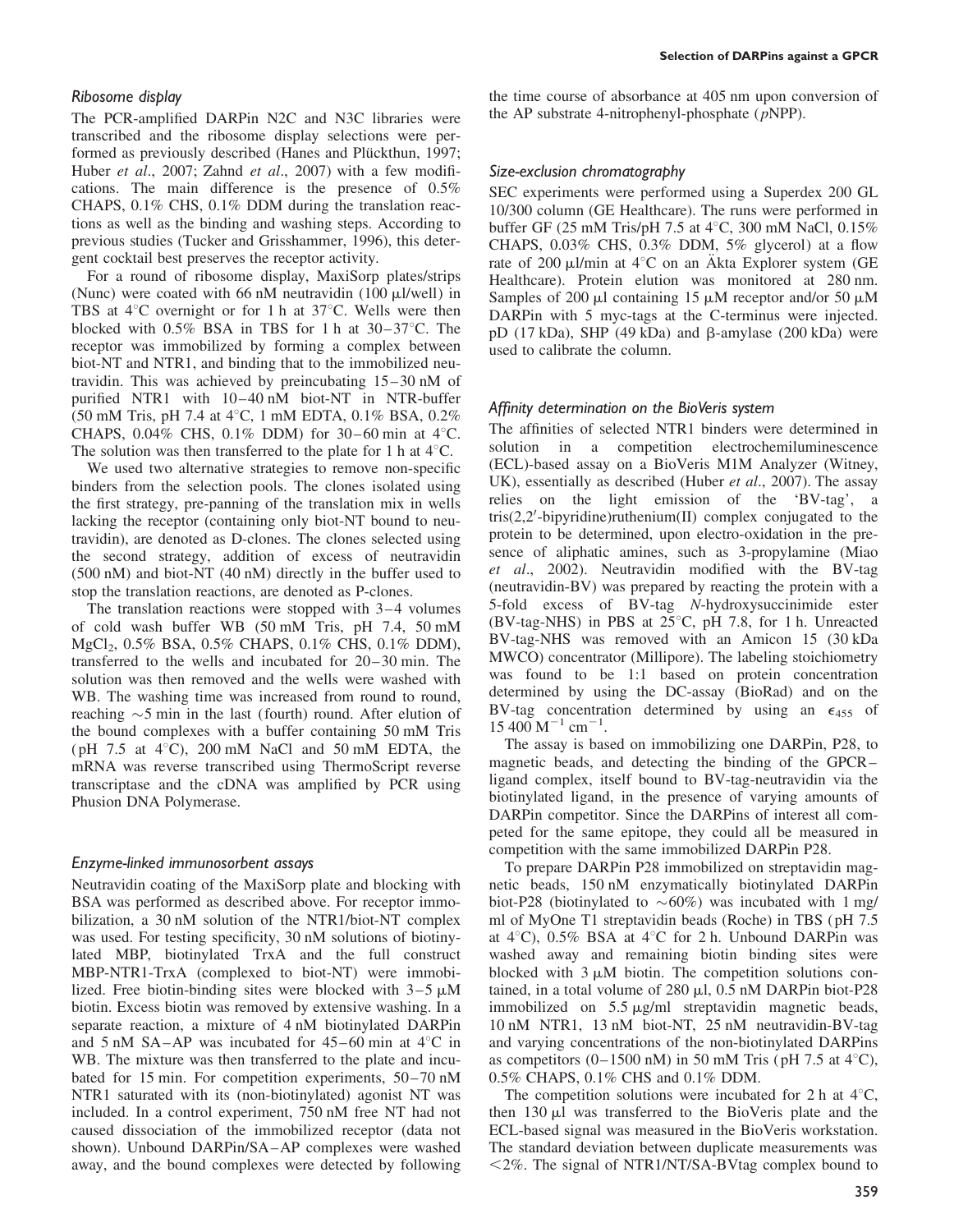### Ribosome display

The PCR-amplified DARPin N2C and N3C libraries were transcribed and the ribosome display selections were performed as previously described (Hanes and Plückthun, 1997; Huber *et al*., 2007; Zahnd *et al*., 2007) with a few modifications. The main difference is the presence of 0.5% CHAPS, 0.1% CHS, 0.1% DDM during the translation reactions as well as the binding and washing steps. According to previous studies (Tucker and Grisshammer, 1996), this detergent cocktail best preserves the receptor activity.

For a round of ribosome display, MaxiSorp plates/strips (Nunc) were coated with 66 nM neutravidin (100 μl/well) in TBS at 4°C overnight or for 1 h at 37°C. Wells were then blocked with 0.5% BSA in TBS for 1 h at 30–37°C. The receptor was immobilized by forming a complex between biot-NT and NTR1, and binding that to the immobilized neutravidin. This was achieved by preincubating 15–30 nM of purified NTR1 with 10–40 nM biot-NT in NTR-buffer (50 mM Tris, pH 7.4 at 4°C, 1 mM EDTA, 0.1% BSA, 0.2% CHAPS, 0.04% CHS, 0.1% DDM) for 30–60 min at 4°C. The solution was then transferred to the plate for 1 h at 4°C.

We used two alternative strategies to remove non-specific binders from the selection pools. The clones isolated using the first strategy, pre-panning of the translation mix in wells lacking the receptor (containing only biot-NT bound to neutravidin), are denoted as D-clones. The clones selected using the second strategy, addition of excess of neutravidin (500 nM) and biot-NT (40 nM) directly in the buffer used to stop the translation reactions, are denoted as P-clones.

The translation reactions were stopped with 3–4 volumes of cold wash buffer WB (50 mM Tris, pH 7.4, 50 mM $MgCl_2$, 0.5% BSA, 0.5% CHAPS, 0.1% CHS, 0.1% DDM), transferred to the wells and incubated for 20–30 min. The solution was then removed and the wells were washed with WB. The washing time was increased from round to round, reaching ~5 min in the last (fourth) round. After elution of the bound complexes with a buffer containing 50 mM Tris (pH 7.5 at 4°C), 200 mM NaCl and 50 mM EDTA, the mRNA was reverse transcribed using ThermoScript reverse transcriptase and the cDNA was amplified by PCR using Phusion DNA Polymerase.

### Enzyme-linked immunosorbent assays

Neutravidin coating of the MaxiSorp plate and blocking with BSA was performed as described above. For receptor immobilization, a 30 nM solution of the NTR1/biot-NT complex was used. For testing specificity, 30 nM solutions of biotinylated MBP, biotinylated TrxA and the full construct MBP-NTR1-TrxA (complexed to biot-NT) were immobilized. Free biotin-binding sites were blocked with 3–5 μM biotin. Excess biotin was removed by extensive washing. In a separate reaction, a mixture of 4 nM biotinylated DARPin and 5 nM SA–AP was incubated for 45–60 min at 4°C in WB. The mixture was then transferred to the plate and incubated for 15 min. For competition experiments, 50–70 nM NTR1 saturated with its (non-biotinylated) agonist NT was included. In a control experiment, 750 nM free NT had not caused dissociation of the immobilized receptor (data not shown). Unbound DARPin/SA–AP complexes were washed away, and the bound complexes were detected by following the time course of absorbance at 405 nm upon conversion of the AP substrate 4-nitrophenyl-phosphate (*p*NPP).

### Size-exclusion chromatography

SEC experiments were performed using a Superdex 200 GL 10/300 column (GE Healthcare). The runs were performed in buffer GF (25 mM Tris/pH 7.5 at 4°C, 300 mM NaCl, 0.15% CHAPS, 0.03% CHS, 0.3% DDM, 5% glycerol) at a flow rate of 200 μl/min at 4°C on an Äkta Explorer system (GE Healthcare). Protein elution was monitored at 280 nm. Samples of 200 μl containing 15 μM receptor and/or 50 μM DARPin with 5 myc-tags at the C-terminus were injected. pD (17 kDa), SHP (49 kDa) and β-amylase (200 kDa) were used to calibrate the column.

### Affinity determination on the BioVeris system

The affinities of selected NTR1 binders were determined in solution in a competition electrochemiluminescence (ECL)-based assay on a BioVeris M1M Analyzer (Witney, UK), essentially as described (Huber *et al*., 2007). The assay relies on the light emission of the 'BV-tag', a tris(2,2′-bipyridine)ruthenium(II) complex conjugated to the protein to be determined, upon electro-oxidation in the presence of aliphatic amines, such as 3-propylamine (Miao *et al*., 2002). Neutravidin modified with the BV-tag (neutravidin-BV) was prepared by reacting the protein with a 5-fold excess of BV-tag *N*-hydroxysuccinimide ester (BV-tag-NHS) in PBS at 25°C, pH 7.8, for 1 h. Unreacted BV-tag-NHS was removed with an Amicon 15 (30 kDa MWCO) concentrator (Millipore). The labeling stoichiometry was found to be 1:1 based on protein concentration determined by using the DC-assay (BioRad) and on the BV-tag concentration determined by using an $\epsilon_{455}$ of 15 400 $M^{-1}$ $cm^{-1}$.

The assay is based on immobilizing one DARPin, P28, to magnetic beads, and detecting the binding of the GPCR–ligand complex, itself bound to BV-tag-neutravidin via the biotinylated ligand, in the presence of varying amounts of DARPin competitor. Since the DARPins of interest all competed for the same epitope, they could all be measured in competition with the same immobilized DARPin P28.

To prepare DARPin P28 immobilized on streptavidin magnetic beads, 150 nM enzymatically biotinylated DARPin biot-P28 (biotinylated to ~60%) was incubated with 1 mg/ml of MyOne T1 streptavidin beads (Roche) in TBS (pH 7.5 at 4°C), 0.5% BSA at 4°C for 2 h. Unbound DARPin was washed away and remaining biotin binding sites were blocked with 3 μM biotin. The competition solutions contained, in a total volume of 280 μl, 0.5 nM DARPin biot-P28 immobilized on 5.5 μg/ml streptavidin magnetic beads, 10 nM NTR1, 13 nM biot-NT, 25 nM neutravidin-BV-tag and varying concentrations of the non-biotinylated DARPins as competitors (0–1500 nM) in 50 mM Tris (pH 7.5 at 4°C), 0.5% CHAPS, 0.1% CHS and 0.1% DDM.

The competition solutions were incubated for 2 h at 4°C, then 130 μl was transferred to the BioVeris plate and the ECL-based signal was measured in the BioVeris workstation. The standard deviation between duplicate measurements was <2%. The signal of NTR1/NT/SA-BVtag complex bound to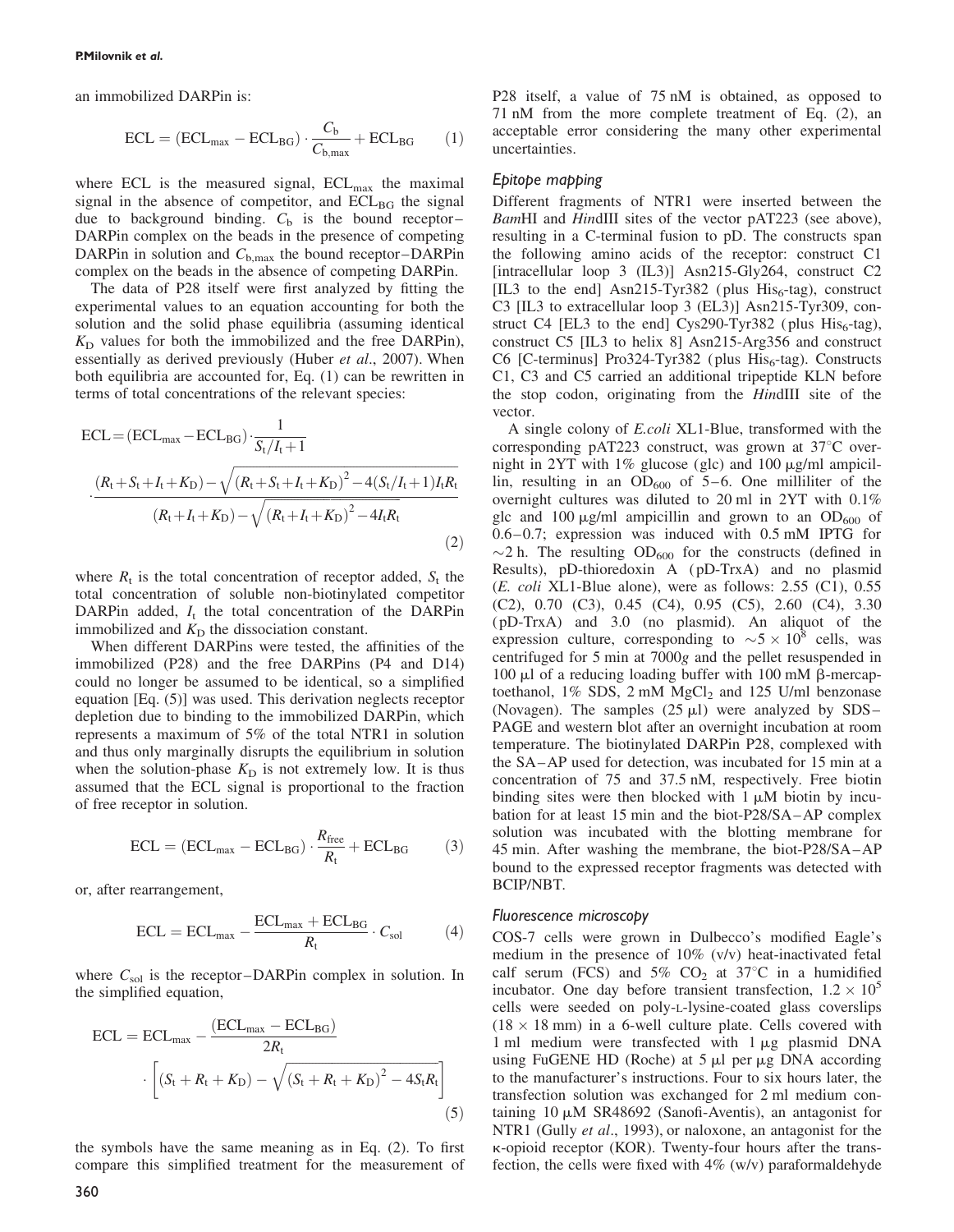an immobilized DARPin is:

$$\mathrm{ECL} = (\mathrm{ECL}_{\max} - \mathrm{ECL}_{\mathrm{BG}}) \cdot \frac{C_{\mathrm{b}}}{C_{\mathrm{b,max}}} + \mathrm{ECL}_{\mathrm{BG}} \qquad (1)$$

where ECL is the measured signal, $\mathrm{ECL}_{\max}$ the maximal signal in the absence of competitor, and $\mathrm{ECL}_{\mathrm{BG}}$ the signal due to background binding. $C_{\mathrm{b}}$ is the bound receptor–DARPin complex on the beads in the presence of competing DARPin in solution and $C_{\mathrm{b,max}}$ the bound receptor–DARPin complex on the beads in the absence of competing DARPin.

The data of P28 itself were first analyzed by fitting the experimental values to an equation accounting for both the solution and the solid phase equilibria (assuming identical $K_{\mathrm{D}}$ values for both the immobilized and the free DARPin), essentially as derived previously (Huber *et al.*, 2007). When both equilibria are accounted for, Eq. (1) can be rewritten in terms of total concentrations of the relevant species:

$$\mathrm{ECL} = (\mathrm{ECL}_{\max} - \mathrm{ECL}_{\mathrm{BG}}) \cdot \frac{1}{S_{\mathrm{t}}/I_{\mathrm{t}} + 1} \cdot \frac{(R_{\mathrm{t}} + S_{\mathrm{t}} + I_{\mathrm{t}} + K_{\mathrm{D}}) - \sqrt{(R_{\mathrm{t}} + S_{\mathrm{t}} + I_{\mathrm{t}} + K_{\mathrm{D}})^2 - 4(S_{\mathrm{t}}/I_{\mathrm{t}} + 1)I_{\mathrm{t}}R_{\mathrm{t}}}}{(R_{\mathrm{t}} + I_{\mathrm{t}} + K_{\mathrm{D}}) - \sqrt{(R_{\mathrm{t}} + I_{\mathrm{t}} + K_{\mathrm{D}})^2 - 4I_{\mathrm{t}}R_{\mathrm{t}}}} \qquad (2)$$

where $R_{\mathrm{t}}$ is the total concentration of receptor added, $S_{\mathrm{t}}$ the total concentration of soluble non-biotinylated competitor DARPin added, $I_{\mathrm{t}}$ the total concentration of the DARPin immobilized and $K_{\mathrm{D}}$ the dissociation constant.

When different DARPins were tested, the affinities of the immobilized (P28) and the free DARPins (P4 and D14) could no longer be assumed to be identical, so a simplified equation [Eq. (5)] was used. This derivation neglects receptor depletion due to binding to the immobilized DARPin, which represents a maximum of 5% of the total NTR1 in solution and thus only marginally disrupts the equilibrium in solution when the solution-phase $K_{\mathrm{D}}$ is not extremely low. It is thus assumed that the ECL signal is proportional to the fraction of free receptor in solution.

$$\mathrm{ECL} = (\mathrm{ECL}_{\max} - \mathrm{ECL}_{\mathrm{BG}}) \cdot \frac{R_{\mathrm{free}}}{R_{\mathrm{t}}} + \mathrm{ECL}_{\mathrm{BG}} \qquad (3)$$

or, after rearrangement,

$$\mathrm{ECL} = \mathrm{ECL}_{\max} - \frac{\mathrm{ECL}_{\max} + \mathrm{ECL}_{\mathrm{BG}}}{R_{\mathrm{t}}} \cdot C_{\mathrm{sol}} \qquad (4)$$

where $C_{\mathrm{sol}}$ is the receptor–DARPin complex in solution. In the simplified equation,

$$\mathrm{ECL} = \mathrm{ECL}_{\max} - \frac{(\mathrm{ECL}_{\max} - \mathrm{ECL}_{\mathrm{BG}})}{2R_{\mathrm{t}}} \cdot \left[(S_{\mathrm{t}} + R_{\mathrm{t}} + K_{\mathrm{D}}) - \sqrt{(S_{\mathrm{t}} + R_{\mathrm{t}} + K_{\mathrm{D}})^2 - 4S_{\mathrm{t}}R_{\mathrm{t}}}\right] \qquad (5)$$

the symbols have the same meaning as in Eq. (2). To first compare this simplified treatment for the measurement of P28 itself, a value of 75 nM is obtained, as opposed to 71 nM from the more complete treatment of Eq. (2), an acceptable error considering the many other experimental uncertainties.

### *Epitope mapping*

Different fragments of NTR1 were inserted between the *Bam*HI and *Hin*dIII sites of the vector pAT223 (see above), resulting in a C-terminal fusion to pD. The constructs span the following amino acids of the receptor: construct C1 [intracellular loop 3 (IL3)] Asn215-Gly264, construct C2 [IL3 to the end] Asn215-Tyr382 (plus $\mathrm{His}_6$-tag), construct C3 [IL3 to extracellular loop 3 (EL3)] Asn215-Tyr309, construct C4 [EL3 to the end] Cys290-Tyr382 (plus $\mathrm{His}_6$-tag), construct C5 [IL3 to helix 8] Asn215-Arg356 and construct C6 [C-terminus] Pro324-Tyr382 (plus $\mathrm{His}_6$-tag). Constructs C1, C3 and C5 carried an additional tripeptide KLN before the stop codon, originating from the *Hin*dIII site of the vector.

A single colony of *E.coli* XL1-Blue, transformed with the corresponding pAT223 construct, was grown at 37°C overnight in 2YT with 1% glucose (glc) and 100 μg/ml ampicillin, resulting in an $\mathrm{OD}_{600}$ of 5–6. One milliliter of the overnight cultures was diluted to 20 ml in 2YT with 0.1% glc and 100 μg/ml ampicillin and grown to an $\mathrm{OD}_{600}$ of 0.6–0.7; expression was induced with 0.5 mM IPTG for ~2 h. The resulting $\mathrm{OD}_{600}$ for the constructs (defined in Results), pD-thioredoxin A (pD-TrxA) and no plasmid (*E. coli* XL1-Blue alone), were as follows: 2.55 (C1), 0.55 (C2), 0.70 (C3), 0.45 (C4), 0.95 (C5), 2.60 (C4), 3.30 (pD-TrxA) and 3.0 (no plasmid). An aliquot of the expression culture, corresponding to $\sim 5 \times 10^8$ cells, was centrifuged for 5 min at 7000*g* and the pellet resuspended in 100 μl of a reducing loading buffer with 100 mM β-mercaptoethanol, 1% SDS, 2 mM $\mathrm{MgCl}_2$ and 125 U/ml benzonase (Novagen). The samples (25 μl) were analyzed by SDS–PAGE and western blot after an overnight incubation at room temperature. The biotinylated DARPin P28, complexed with the SA–AP used for detection, was incubated for 15 min at a concentration of 75 and 37.5 nM, respectively. Free biotin binding sites were then blocked with 1 μM biotin by incubation for at least 15 min and the biot-P28/SA–AP complex solution was incubated with the blotting membrane for 45 min. After washing the membrane, the biot-P28/SA–AP bound to the expressed receptor fragments was detected with BCIP/NBT.

### *Fluorescence microscopy*

COS-7 cells were grown in Dulbecco's modified Eagle's medium in the presence of 10% (v/v) heat-inactivated fetal calf serum (FCS) and 5% $\mathrm{CO}_2$ at 37°C in a humidified incubator. One day before transient transfection, $1.2 \times 10^5$ cells were seeded on poly-L-lysine-coated glass coverslips (18 × 18 mm) in a 6-well culture plate. Cells covered with 1 ml medium were transfected with 1 μg plasmid DNA using FuGENE HD (Roche) at 5 μl per μg DNA according to the manufacturer's instructions. Four to six hours later, the transfection solution was exchanged for 2 ml medium containing 10 μM SR48692 (Sanofi-Aventis), an antagonist for NTR1 (Gully *et al.*, 1993), or naloxone, an antagonist for the κ-opioid receptor (KOR). Twenty-four hours after the transfection, the cells were fixed with 4% (w/v) paraformaldehyde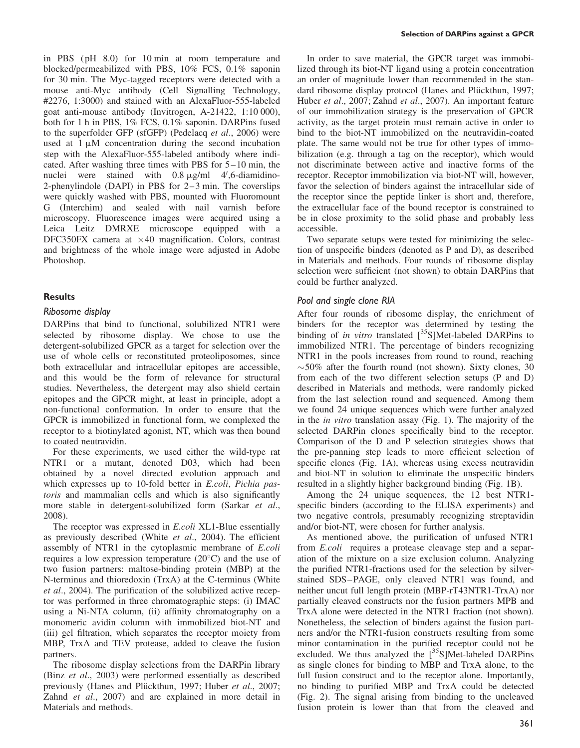in PBS (pH 8.0) for 10 min at room temperature and blocked/permeabilized with PBS, 10% FCS, 0.1% saponin for 30 min. The Myc-tagged receptors were detected with a mouse anti-Myc antibody (Cell Signalling Technology, #2276, 1:3000) and stained with an AlexaFluor-555-labeled goat anti-mouse antibody (Invitrogen, A-21422, 1:10 000), both for 1 h in PBS, 1% FCS, 0.1% saponin. DARPins fused to the superfolder GFP (sfGFP) (Pedelacq *et al*., 2006) were used at 1 μM concentration during the second incubation step with the AlexaFluor-555-labeled antibody where indicated. After washing three times with PBS for 5–10 min, the nuclei were stained with 0.8 μg/ml 4′,6-diamidino-2-phenylindole (DAPI) in PBS for 2–3 min. The coverslips were quickly washed with PBS, mounted with Fluoromount G (Interchim) and sealed with nail varnish before microscopy. Fluorescence images were acquired using a Leica Leitz DMRXE microscope equipped with a DFC350FX camera at ×40 magnification. Colors, contrast and brightness of the whole image were adjusted in Adobe Photoshop.

## Results

### Ribosome display

DARPins that bind to functional, solubilized NTR1 were selected by ribosome display. We chose to use the detergent-solubilized GPCR as a target for selection over the use of whole cells or reconstituted proteoliposomes, since both extracellular and intracellular epitopes are accessible, and this would be the form of relevance for structural studies. Nevertheless, the detergent may also shield certain epitopes and the GPCR might, at least in principle, adopt a non-functional conformation. In order to ensure that the GPCR is immobilized in functional form, we complexed the receptor to a biotinylated agonist, NT, which was then bound to coated neutravidin.

For these experiments, we used either the wild-type rat NTR1 or a mutant, denoted D03, which had been obtained by a novel directed evolution approach and which expresses up to 10-fold better in *E.coli*, *Pichia pastoris* and mammalian cells and which is also significantly more stable in detergent-solubilized form (Sarkar *et al*., 2008).

The receptor was expressed in *E.coli* XL1-Blue essentially as previously described (White *et al*., 2004). The efficient assembly of NTR1 in the cytoplasmic membrane of *E.coli* requires a low expression temperature (20°C) and the use of two fusion partners: maltose-binding protein (MBP) at the N-terminus and thioredoxin (TrxA) at the C-terminus (White *et al*., 2004). The purification of the solubilized active receptor was performed in three chromatographic steps: (i) IMAC using a Ni-NTA column, (ii) affinity chromatography on a monomeric avidin column with immobilized biot-NT and (iii) gel filtration, which separates the receptor moiety from MBP, TrxA and TEV protease, added to cleave the fusion partners.

The ribosome display selections from the DARPin library (Binz *et al*., 2003) were performed essentially as described previously (Hanes and Plückthun, 1997; Huber *et al*., 2007; Zahnd *et al*., 2007) and are explained in more detail in Materials and methods.

In order to save material, the GPCR target was immobilized through its biot-NT ligand using a protein concentration an order of magnitude lower than recommended in the standard ribosome display protocol (Hanes and Plückthun, 1997; Huber *et al*., 2007; Zahnd *et al*., 2007). An important feature of our immobilization strategy is the preservation of GPCR activity, as the target protein must remain active in order to bind to the biot-NT immobilized on the neutravidin-coated plate. The same would not be true for other types of immobilization (e.g. through a tag on the receptor), which would not discriminate between active and inactive forms of the receptor. Receptor immobilization via biot-NT will, however, favor the selection of binders against the intracellular side of the receptor since the peptide linker is short and, therefore, the extracellular face of the bound receptor is constrained to be in close proximity to the solid phase and probably less accessible.

Two separate setups were tested for minimizing the selection of unspecific binders (denoted as P and D), as described in Materials and methods. Four rounds of ribosome display selection were sufficient (not shown) to obtain DARPins that could be further analyzed.

### Pool and single clone RIA

After four rounds of ribosome display, the enrichment of binders for the receptor was determined by testing the binding of *in vitro* translated [$^{35}$S]Met-labeled DARPins to immobilized NTR1. The percentage of binders recognizing NTR1 in the pools increases from round to round, reaching ~50% after the fourth round (not shown). Sixty clones, 30 from each of the two different selection setups (P and D) described in Materials and methods, were randomly picked from the last selection round and sequenced. Among them we found 24 unique sequences which were further analyzed in the *in vitro* translation assay (Fig. 1). The majority of the selected DARPin clones specifically bind to the receptor. Comparison of the D and P selection strategies shows that the pre-panning step leads to more efficient selection of specific clones (Fig. 1A), whereas using excess neutravidin and biot-NT in solution to eliminate the unspecific binders resulted in a slightly higher background binding (Fig. 1B).

Among the 24 unique sequences, the 12 best NTR1-specific binders (according to the ELISA experiments) and two negative controls, presumably recognizing streptavidin and/or biot-NT, were chosen for further analysis.

As mentioned above, the purification of unfused NTR1 from *E.coli* requires a protease cleavage step and a separation of the mixture on a size exclusion column. Analyzing the purified NTR1-fractions used for the selection by silver-stained SDS–PAGE, only cleaved NTR1 was found, and neither uncut full length protein (MBP-rT43NTR1-TrxA) nor partially cleaved constructs nor the fusion partners MPB and TrxA alone were detected in the NTR1 fraction (not shown). Nonetheless, the selection of binders against the fusion partners and/or the NTR1-fusion constructs resulting from some minor contamination in the purified receptor could not be excluded. We thus analyzed the [$^{35}$S]Met-labeled DARPins as single clones for binding to MBP and TrxA alone, to the full fusion construct and to the receptor alone. Importantly, no binding to purified MBP and TrxA could be detected (Fig. 2). The signal arising from binding to the uncleaved fusion protein is lower than that from the cleaved and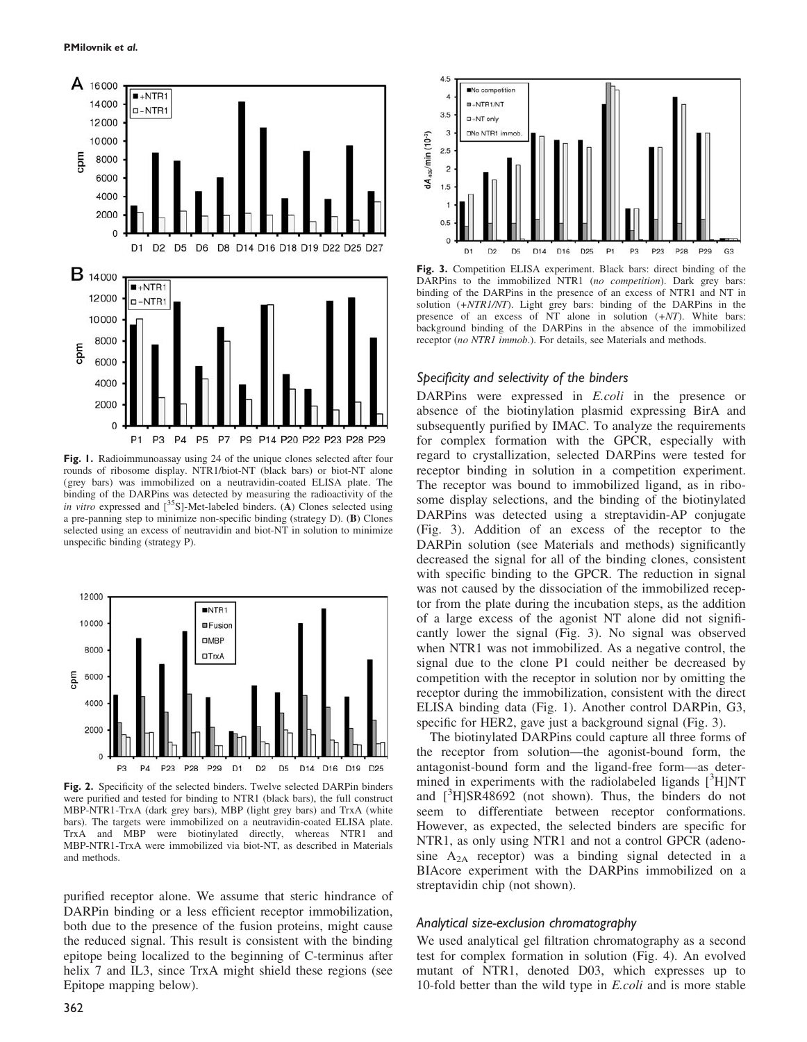A

+NTR1
-NTR1

cpm

16000
14000
12000
10000
8000
6000
4000
2000
0

D1 D2 D5 D6 D8 D14 D16 D18 D19 D22 D25 D27

B

+NTR1
-NTR1

cpm

14000
12000
10000
8000
6000
4000
2000
0

P1 P3 P4 P5 P7 P9 P14 P20 P22 P23 P28 P29

**Fig. 1.** Radioimmunoassay using 24 of the unique clones selected after four rounds of ribosome display. NTR1/biot-NT (black bars) or biot-NT alone (grey bars) was immobilized on a neutravidin-coated ELISA plate. The binding of the DARPins was detected by measuring the radioactivity of the *in vitro* expressed and [$^{35}$S]-Met-labeled binders. (**A**) Clones selected using a pre-panning step to minimize non-specific binding (strategy D). (**B**) Clones selected using an excess of neutravidin and biot-NT in solution to minimize unspecific binding (strategy P).

NTR1
Fusion
MBP
TrxA

cpm

12000
10000
8000
6000
4000
2000
0

P3 P4 P23 P28 P29 D1 D2 D5 D14 D16 D19 D25

**Fig. 2.** Specificity of the selected binders. Twelve selected DARPin binders were purified and tested for binding to NTR1 (black bars), the full construct MBP-NTR1-TrxA (dark grey bars), MBP (light grey bars) and TrxA (white bars). The targets were immobilized on a neutravidin-coated ELISA plate. TrxA and MBP were biotinylated directly, whereas NTR1 and MBP-NTR1-TrxA were immobilized via biot-NT, as described in Materials and methods.

purified receptor alone. We assume that steric hindrance of DARPin binding or a less efficient receptor immobilization, both due to the presence of the fusion proteins, might cause the reduced signal. This result is consistent with the binding epitope being localized to the beginning of C-terminus after helix 7 and IL3, since TrxA might shield these regions (see Epitope mapping below).

No competition
+NTR1/NT
+NT only
No NTR1 immob.

$dA_{405}$/min ($10^{-3}$)

4.5
4
3.5
3
2.5
2
1.5
1
0.5
0

D1 D2 D5 D14 D16 D25 P1 P3 P23 P28 P29 G3

**Fig. 3.** Competition ELISA experiment. Black bars: direct binding of the DARPins to the immobilized NTR1 (*no competition*). Dark grey bars: binding of the DARPins in the presence of an excess of NTR1 and NT in solution (*+NTR1/NT*). Light grey bars: binding of the DARPins in the presence of an excess of NT alone in solution (*+NT*). White bars: background binding of the DARPins in the absence of the immobilized receptor (*no NTR1 immob.*). For details, see Materials and methods.

### *Specificity and selectivity of the binders*

DARPins were expressed in *E.coli* in the presence or absence of the biotinylation plasmid expressing BirA and subsequently purified by IMAC. To analyze the requirements for complex formation with the GPCR, especially with regard to crystallization, selected DARPins were tested for receptor binding in solution in a competition experiment. The receptor was bound to immobilized ligand, as in ribosome display selections, and the binding of the biotinylated DARPins was detected using a streptavidin-AP conjugate (Fig. 3). Addition of an excess of the receptor to the DARPin solution (see Materials and methods) significantly decreased the signal for all of the binding clones, consistent with specific binding to the GPCR. The reduction in signal was not caused by the dissociation of the immobilized receptor from the plate during the incubation steps, as the addition of a large excess of the agonist NT alone did not significantly lower the signal (Fig. 3). No signal was observed when NTR1 was not immobilized. As a negative control, the signal due to the clone P1 could neither be decreased by competition with the receptor in solution nor by omitting the receptor during the immobilization, consistent with the direct ELISA binding data (Fig. 1). Another control DARPin, G3, specific for HER2, gave just a background signal (Fig. 3).

The biotinylated DARPins could capture all three forms of the receptor from solution—the agonist-bound form, the antagonist-bound form and the ligand-free form—as determined in experiments with the radiolabeled ligands [$^3$H]NT and [$^3$H]SR48692 (not shown). Thus, the binders do not seem to differentiate between receptor conformations. However, as expected, the selected binders are specific for NTR1, as only using NTR1 and not a control GPCR (adenosine $A_{2A}$ receptor) was a binding signal detected in a BIAcore experiment with the DARPins immobilized on a streptavidin chip (not shown).

### *Analytical size-exclusion chromatography*

We used analytical gel filtration chromatography as a second test for complex formation in solution (Fig. 4). An evolved mutant of NTR1, denoted D03, which expresses up to 10-fold better than the wild type in *E.coli* and is more stable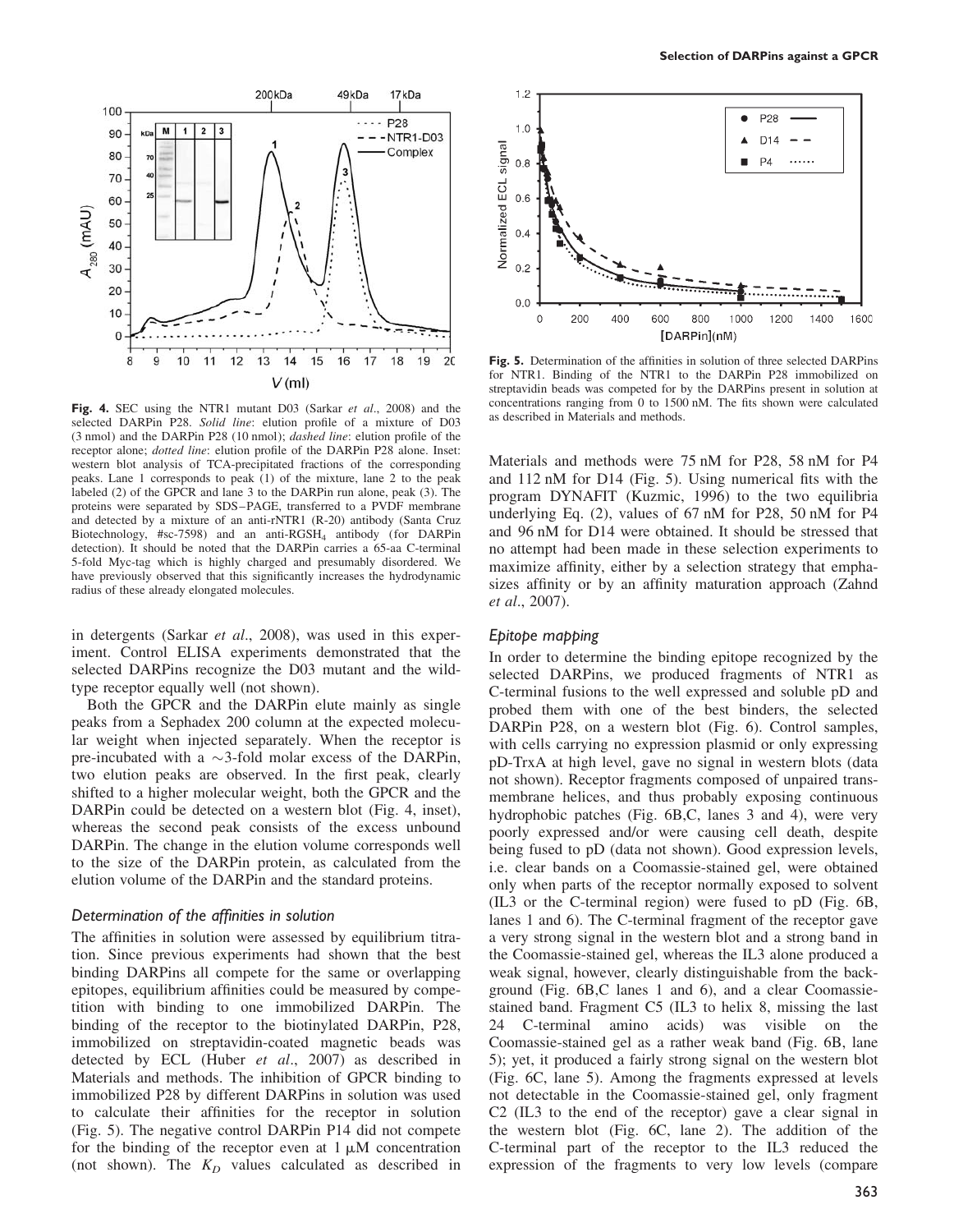200kDa 49kDa 17kDa

P28
NTR1-D03
Complex

kDa M 1 2 3
70
40
25

$A_{280}$ (mAU)

$V$ (ml)

**Fig. 4.** SEC using the NTR1 mutant D03 (Sarkar *et al.*, 2008) and the selected DARPin P28. *Solid line*: elution profile of a mixture of D03 (3 nmol) and the DARPin P28 (10 nmol); *dashed line*: elution profile of the receptor alone; *dotted line*: elution profile of the DARPin P28 alone. Inset: western blot analysis of TCA-precipitated fractions of the corresponding peaks. Lane 1 corresponds to peak (1) of the mixture, lane 2 to the peak labeled (2) of the GPCR and lane 3 to the DARPin run alone, peak (3). The proteins were separated by SDS–PAGE, transferred to a PVDF membrane and detected by a mixture of an anti-rNTR1 (R-20) antibody (Santa Cruz Biotechnology, #sc-7598) and an anti-RGSH$_4$ antibody (for DARPin detection). It should be noted that the DARPin carries a 65-aa C-terminal 5-fold Myc-tag which is highly charged and presumably disordered. We have previously observed that this significantly increases the hydrodynamic radius of these already elongated molecules.

in detergents (Sarkar *et al.*, 2008), was used in this experiment. Control ELISA experiments demonstrated that the selected DARPins recognize the D03 mutant and the wild-type receptor equally well (not shown).

Both the GPCR and the DARPin elute mainly as single peaks from a Sephadex 200 column at the expected molecular weight when injected separately. When the receptor is pre-incubated with a ~3-fold molar excess of the DARPin, two elution peaks are observed. In the first peak, clearly shifted to a higher molecular weight, both the GPCR and the DARPin could be detected on a western blot (Fig. 4, inset), whereas the second peak consists of the excess unbound DARPin. The change in the elution volume corresponds well to the size of the DARPin protein, as calculated from the elution volume of the DARPin and the standard proteins.

### Determination of the affinities in solution

The affinities in solution were assessed by equilibrium titration. Since previous experiments had shown that the best binding DARPins all compete for the same or overlapping epitopes, equilibrium affinities could be measured by competition with binding to one immobilized DARPin. The binding of the receptor to the biotinylated DARPin, P28, immobilized on streptavidin-coated magnetic beads was detected by ECL (Huber *et al.*, 2007) as described in Materials and methods. The inhibition of GPCR binding to immobilized P28 by different DARPins in solution was used to calculate their affinities for the receptor in solution (Fig. 5). The negative control DARPin P14 did not compete for the binding of the receptor even at 1 μM concentration (not shown). The $K_D$ values calculated as described in

P28
D14
P4

Normalized ECL signal

[DARPin](nM)

**Fig. 5.** Determination of the affinities in solution of three selected DARPins for NTR1. Binding of the NTR1 to the DARPin P28 immobilized on streptavidin beads was competed for by the DARPins present in solution at concentrations ranging from 0 to 1500 nM. The fits shown were calculated as described in Materials and methods.

Materials and methods were 75 nM for P28, 58 nM for P4 and 112 nM for D14 (Fig. 5). Using numerical fits with the program DYNAFIT (Kuzmic, 1996) to the two equilibria underlying Eq. (2), values of 67 nM for P28, 50 nM for P4 and 96 nM for D14 were obtained. It should be stressed that no attempt had been made in these selection experiments to maximize affinity, either by a selection strategy that emphasizes affinity or by an affinity maturation approach (Zahnd *et al.*, 2007).

### Epitope mapping

In order to determine the binding epitope recognized by the selected DARPins, we produced fragments of NTR1 as C-terminal fusions to the well expressed and soluble pD and probed them with one of the best binders, the selected DARPin P28, on a western blot (Fig. 6). Control samples, with cells carrying no expression plasmid or only expressing pD-TrxA at high level, gave no signal in western blots (data not shown). Receptor fragments composed of unpaired transmembrane helices, and thus probably exposing continuous hydrophobic patches (Fig. 6B,C, lanes 3 and 4), were very poorly expressed and/or were causing cell death, despite being fused to pD (data not shown). Good expression levels, i.e. clear bands on a Coomassie-stained gel, were obtained only when parts of the receptor normally exposed to solvent (IL3 or the C-terminal region) were fused to pD (Fig. 6B, lanes 1 and 6). The C-terminal fragment of the receptor gave a very strong signal in the western blot and a strong band in the Coomassie-stained gel, whereas the IL3 alone produced a weak signal, however, clearly distinguishable from the background (Fig. 6B,C lanes 1 and 6), and a clear Coomassie-stained band. Fragment C5 (IL3 to helix 8, missing the last 24 C-terminal amino acids) was visible on the Coomassie-stained gel as a rather weak band (Fig. 6B, lane 5); yet, it produced a fairly strong signal on the western blot (Fig. 6C, lane 5). Among the fragments expressed at levels not detectable in the Coomassie-stained gel, only fragment C2 (IL3 to the end of the receptor) gave a clear signal in the western blot (Fig. 6C, lane 2). The addition of the C-terminal part of the receptor to the IL3 reduced the expression of the fragments to very low levels (compare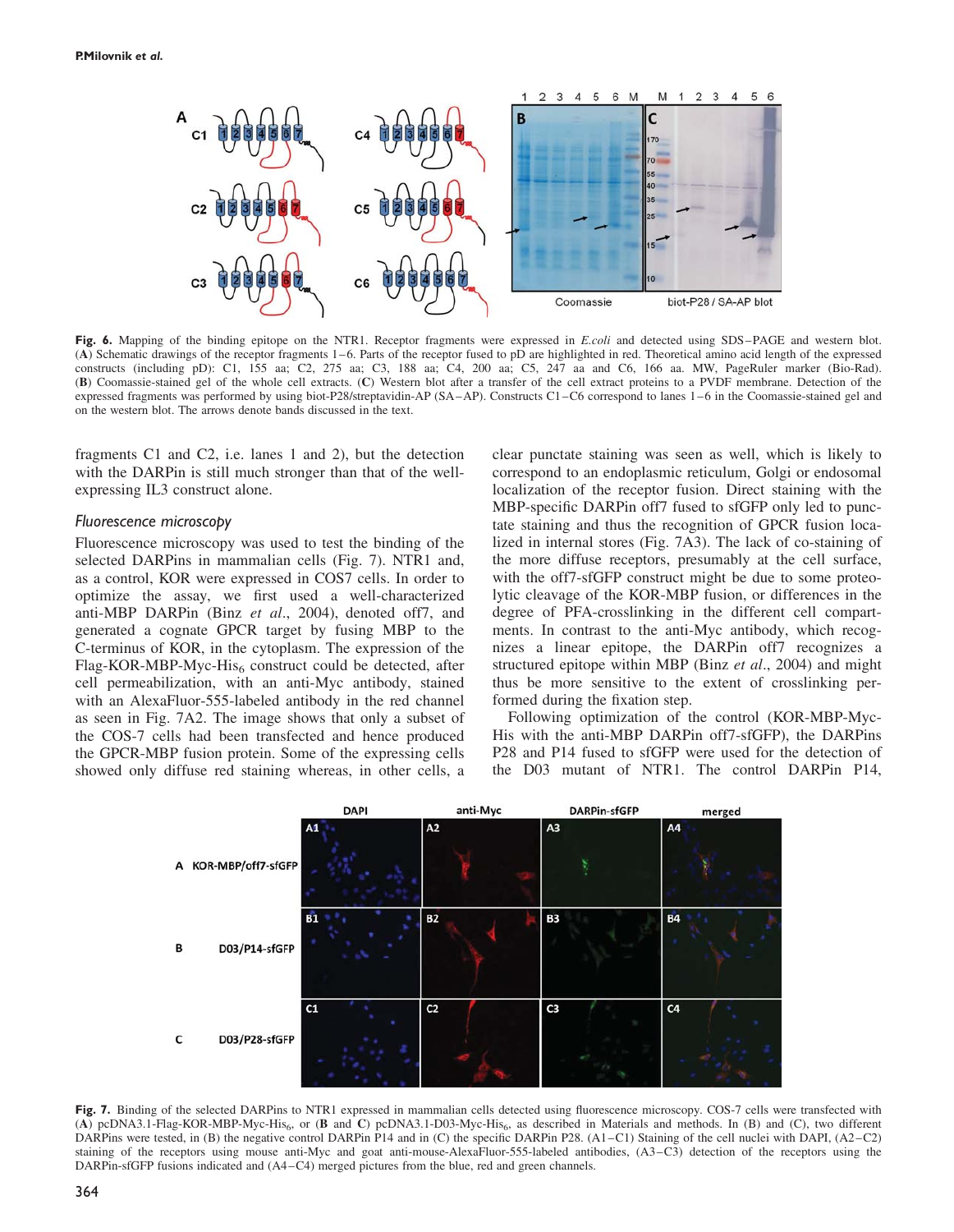Fig. 6. Mapping of the binding epitope on the NTR1. Receptor fragments were expressed in *E.coli* and detected using SDS–PAGE and western blot. (**A**) Schematic drawings of the receptor fragments 1–6. Parts of the receptor fused to pD are highlighted in red. Theoretical amino acid length of the expressed constructs (including pD): C1, 155 aa; C2, 275 aa; C3, 188 aa; C4, 200 aa; C5, 247 aa and C6, 166 aa. MW, PageRuler marker (Bio-Rad). (**B**) Coomassie-stained gel of the whole cell extracts. (**C**) Western blot after a transfer of the cell extract proteins to a PVDF membrane. Detection of the expressed fragments was performed by using biot-P28/streptavidin-AP (SA–AP). Constructs C1–C6 correspond to lanes 1–6 in the Coomassie-stained gel and on the western blot. The arrows denote bands discussed in the text.

fragments C1 and C2, i.e. lanes 1 and 2), but the detection with the DARPin is still much stronger than that of the well-expressing IL3 construct alone.

### Fluorescence microscopy

Fluorescence microscopy was used to test the binding of the selected DARPins in mammalian cells (Fig. 7). NTR1 and, as a control, KOR were expressed in COS7 cells. In order to optimize the assay, we first used a well-characterized anti-MBP DARPin (Binz *et al*., 2004), denoted off7, and generated a cognate GPCR target by fusing MBP to the C-terminus of KOR, in the cytoplasm. The expression of the Flag-KOR-MBP-Myc-$His_6$ construct could be detected, after cell permeabilization, with an anti-Myc antibody, stained with an AlexaFluor-555-labeled antibody in the red channel as seen in Fig. 7A2. The image shows that only a subset of the COS-7 cells had been transfected and hence produced the GPCR-MBP fusion protein. Some of the expressing cells showed only diffuse red staining whereas, in other cells, a clear punctate staining was seen as well, which is likely to correspond to an endoplasmic reticulum, Golgi or endosomal localization of the receptor fusion. Direct staining with the MBP-specific DARPin off7 fused to sfGFP only led to punctate staining and thus the recognition of GPCR fusion localized in internal stores (Fig. 7A3). The lack of co-staining of the more diffuse receptors, presumably at the cell surface, with the off7-sfGFP construct might be due to some proteolytic cleavage of the KOR-MBP fusion, or differences in the degree of PFA-crosslinking in the different cell compartments. In contrast to the anti-Myc antibody, which recognizes a linear epitope, the DARPin off7 recognizes a structured epitope within MBP (Binz *et al*., 2004) and might thus be more sensitive to the extent of crosslinking performed during the fixation step.

Following optimization of the control (KOR-MBP-Myc-His with the anti-MBP DARPin off7-sfGFP), the DARPins P28 and P14 fused to sfGFP were used for the detection of the D03 mutant of NTR1. The control DARPin P14,

Fig. 7. Binding of the selected DARPins to NTR1 expressed in mammalian cells detected using fluorescence microscopy. COS-7 cells were transfected with (**A**) pcDNA3.1-Flag-KOR-MBP-Myc-$His_6$, or (**B** and **C**) pcDNA3.1-D03-Myc-$His_6$, as described in Materials and methods. In (B) and (C), two different DARPins were tested, in (B) the negative control DARPin P14 and in (C) the specific DARPin P28. (A1–C1) Staining of the cell nuclei with DAPI, (A2–C2) staining of the receptors using mouse anti-Myc and goat anti-mouse-AlexaFluor-555-labeled antibodies, (A3–C3) detection of the receptors using the DARPin-sfGFP fusions indicated and (A4–C4) merged pictures from the blue, red and green channels.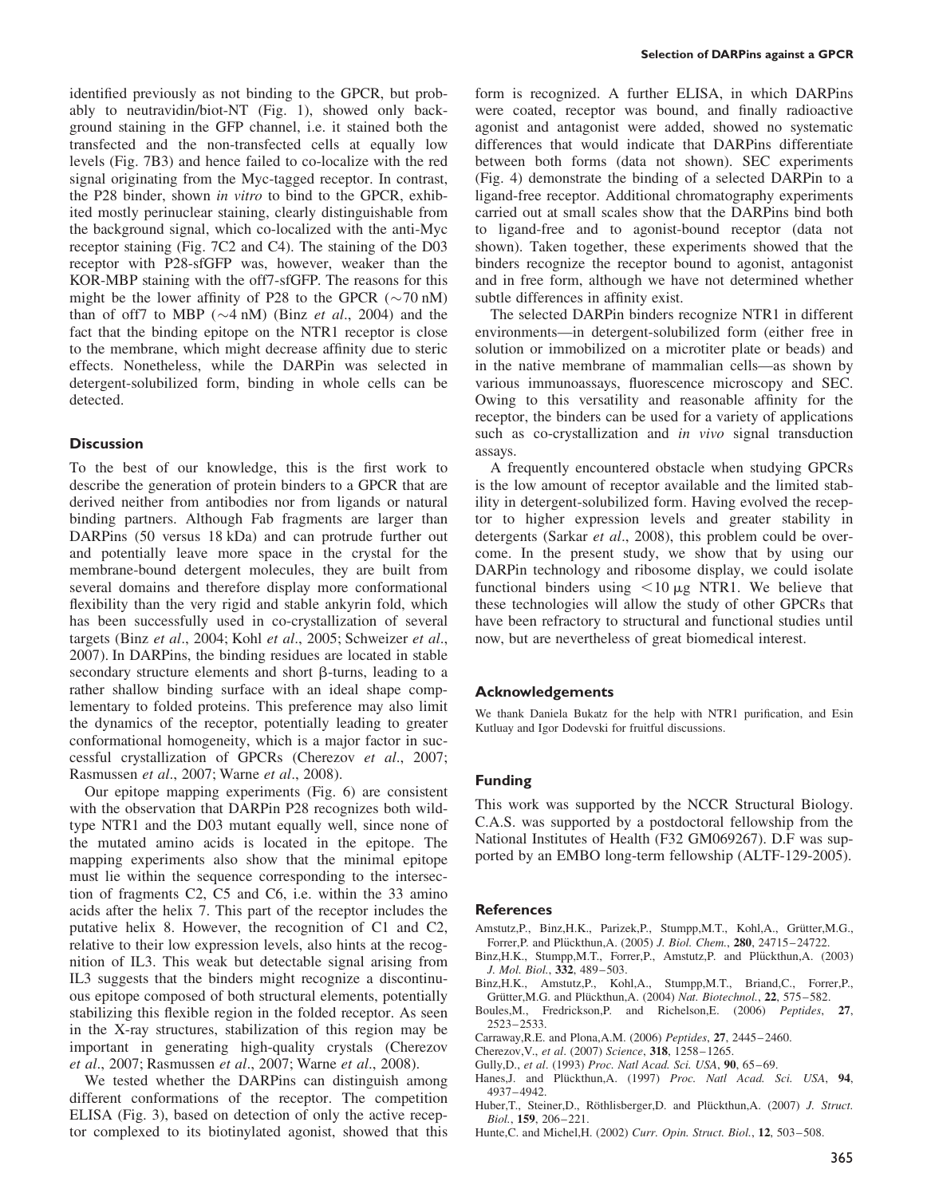identified previously as not binding to the GPCR, but probably to neutravidin/biot-NT (Fig. 1), showed only background staining in the GFP channel, i.e. it stained both the transfected and the non-transfected cells at equally low levels (Fig. 7B3) and hence failed to co-localize with the red signal originating from the Myc-tagged receptor. In contrast, the P28 binder, shown *in vitro* to bind to the GPCR, exhibited mostly perinuclear staining, clearly distinguishable from the background signal, which co-localized with the anti-Myc receptor staining (Fig. 7C2 and C4). The staining of the D03 receptor with P28-sfGFP was, however, weaker than the KOR-MBP staining with the off7-sfGFP. The reasons for this might be the lower affinity of P28 to the GPCR (~70 nM) than of off7 to MBP (~4 nM) (Binz *et al*., 2004) and the fact that the binding epitope on the NTR1 receptor is close to the membrane, which might decrease affinity due to steric effects. Nonetheless, while the DARPin was selected in detergent-solubilized form, binding in whole cells can be detected.

## Discussion

To the best of our knowledge, this is the first work to describe the generation of protein binders to a GPCR that are derived neither from antibodies nor from ligands or natural binding partners. Although Fab fragments are larger than DARPins (50 versus 18 kDa) and can protrude further out and potentially leave more space in the crystal for the membrane-bound detergent molecules, they are built from several domains and therefore display more conformational flexibility than the very rigid and stable ankyrin fold, which has been successfully used in co-crystallization of several targets (Binz *et al*., 2004; Kohl *et al*., 2005; Schweizer *et al*., 2007). In DARPins, the binding residues are located in stable secondary structure elements and short β-turns, leading to a rather shallow binding surface with an ideal shape complementary to folded proteins. This preference may also limit the dynamics of the receptor, potentially leading to greater conformational homogeneity, which is a major factor in successful crystallization of GPCRs (Cherezov *et al*., 2007; Rasmussen *et al*., 2007; Warne *et al*., 2008).

Our epitope mapping experiments (Fig. 6) are consistent with the observation that DARPin P28 recognizes both wild-type NTR1 and the D03 mutant equally well, since none of the mutated amino acids is located in the epitope. The mapping experiments also show that the minimal epitope must lie within the sequence corresponding to the intersection of fragments C2, C5 and C6, i.e. within the 33 amino acids after the helix 7. This part of the receptor includes the putative helix 8. However, the recognition of C1 and C2, relative to their low expression levels, also hints at the recognition of IL3. This weak but detectable signal arising from IL3 suggests that the binders might recognize a discontinuous epitope composed of both structural elements, potentially stabilizing this flexible region in the folded receptor. As seen in the X-ray structures, stabilization of this region may be important in generating high-quality crystals (Cherezov *et al*., 2007; Rasmussen *et al*., 2007; Warne *et al*., 2008).

We tested whether the DARPins can distinguish among different conformations of the receptor. The competition ELISA (Fig. 3), based on detection of only the active receptor complexed to its biotinylated agonist, showed that this form is recognized. A further ELISA, in which DARPins were coated, receptor was bound, and finally radioactive agonist and antagonist were added, showed no systematic differences that would indicate that DARPins differentiate between both forms (data not shown). SEC experiments (Fig. 4) demonstrate the binding of a selected DARPin to a ligand-free receptor. Additional chromatography experiments carried out at small scales show that the DARPins bind both to ligand-free and to agonist-bound receptor (data not shown). Taken together, these experiments showed that the binders recognize the receptor bound to agonist, antagonist and in free form, although we have not determined whether subtle differences in affinity exist.

The selected DARPin binders recognize NTR1 in different environments—in detergent-solubilized form (either free in solution or immobilized on a microtiter plate or beads) and in the native membrane of mammalian cells—as shown by various immunoassays, fluorescence microscopy and SEC. Owing to this versatility and reasonable affinity for the receptor, the binders can be used for a variety of applications such as co-crystallization and *in vivo* signal transduction assays.

A frequently encountered obstacle when studying GPCRs is the low amount of receptor available and the limited stability in detergent-solubilized form. Having evolved the receptor to higher expression levels and greater stability in detergents (Sarkar *et al*., 2008), this problem could be overcome. In the present study, we show that by using our DARPin technology and ribosome display, we could isolate functional binders using <10 μg NTR1. We believe that these technologies will allow the study of other GPCRs that have been refractory to structural and functional studies until now, but are nevertheless of great biomedical interest.

## Acknowledgements

We thank Daniela Bukatz for the help with NTR1 purification, and Esin Kutluay and Igor Dodevski for fruitful discussions.

## Funding

This work was supported by the NCCR Structural Biology. C.A.S. was supported by a postdoctoral fellowship from the National Institutes of Health (F32 GM069267). D.F was supported by an EMBO long-term fellowship (ALTF-129-2005).

## References

Amstutz,P., Binz,H.K., Parizek,P., Stumpp,M.T., Kohl,A., Grütter,M.G., Forrer,P. and Plückthun,A. (2005) *J. Biol. Chem.*, **280**, 24715–24722.

Binz,H.K., Stumpp,M.T., Forrer,P., Amstutz,P. and Plückthun,A. (2003) *J. Mol. Biol.*, **332**, 489–503.

Binz,H.K., Amstutz,P., Kohl,A., Stumpp,M.T., Briand,C., Forrer,P., Grütter,M.G. and Plückthun,A. (2004) *Nat. Biotechnol.*, **22**, 575–582.

Boules,M., Fredrickson,P. and Richelson,E. (2006) *Peptides*, **27**, 2523–2533.

Carraway,R.E. and Plona,A.M. (2006) *Peptides*, **27**, 2445–2460.

Cherezov,V., *et al*. (2007) *Science*, **318**, 1258–1265.

Gully,D., *et al*. (1993) *Proc. Natl Acad. Sci. USA*, **90**, 65–69.

Hanes,J. and Plückthun,A. (1997) *Proc. Natl Acad. Sci. USA*, **94**, 4937–4942.

Huber,T., Steiner,D., Röthlisberger,D. and Plückthun,A. (2007) *J. Struct. Biol.*, **159**, 206–221.

Hunte,C. and Michel,H. (2002) *Curr. Opin. Struct. Biol.*, **12**, 503–508.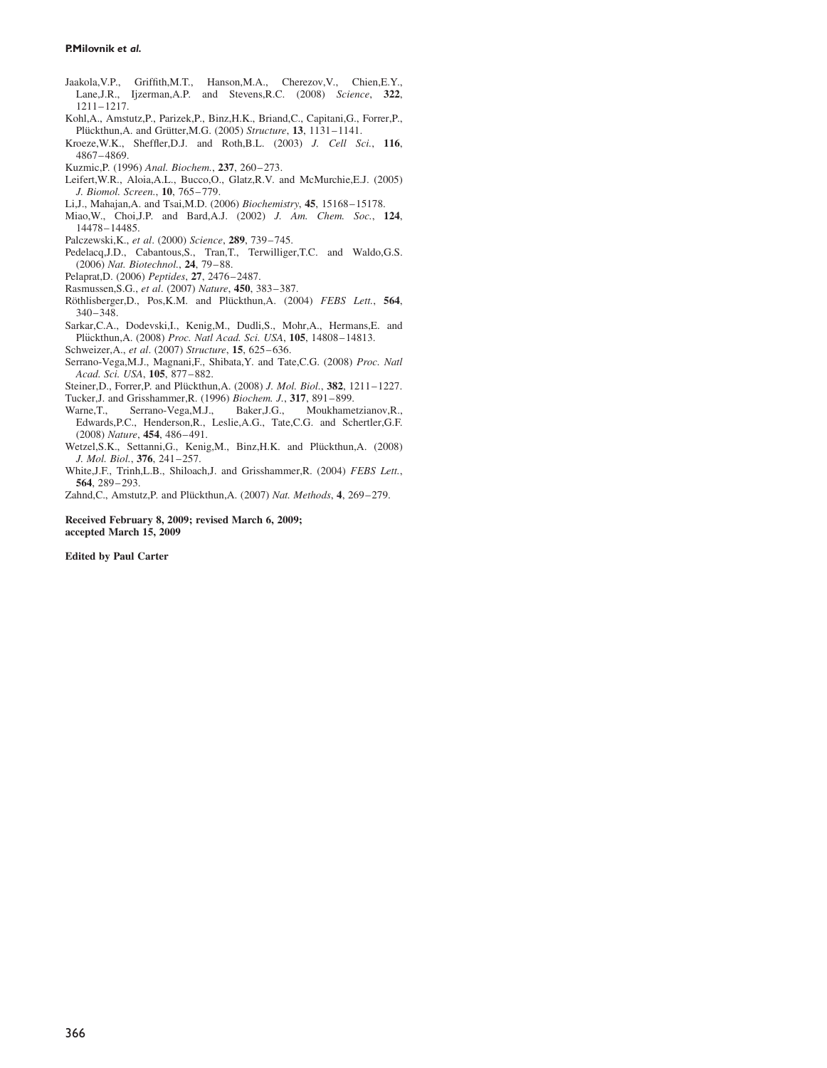Jaakola,V.P., Griffith,M.T., Hanson,M.A., Cherezov,V., Chien,E.Y., Lane,J.R., Ijzerman,A.P. and Stevens,R.C. (2008) *Science*, **322**, 1211–1217.

Kohl,A., Amstutz,P., Parizek,P., Binz,H.K., Briand,C., Capitani,G., Forrer,P., Plückthun,A. and Grütter,M.G. (2005) *Structure*, **13**, 1131–1141.

Kroeze,W.K., Sheffler,D.J. and Roth,B.L. (2003) *J. Cell Sci.*, **116**, 4867–4869.

Kuzmic,P. (1996) *Anal. Biochem.*, **237**, 260–273.

Leifert,W.R., Aloia,A.L., Bucco,O., Glatz,R.V. and McMurchie,E.J. (2005) *J. Biomol. Screen.*, **10**, 765–779.

Li,J., Mahajan,A. and Tsai,M.D. (2006) *Biochemistry*, **45**, 15168–15178.

Miao,W., Choi,J.P. and Bard,A.J. (2002) *J. Am. Chem. Soc.*, **124**, 14478–14485.

Palczewski,K., *et al*. (2000) *Science*, **289**, 739–745.

Pedelacq,J.D., Cabantous,S., Tran,T., Terwilliger,T.C. and Waldo,G.S. (2006) *Nat. Biotechnol.*, **24**, 79–88.

Pelaprat,D. (2006) *Peptides*, **27**, 2476–2487.

Rasmussen,S.G., *et al*. (2007) *Nature*, **450**, 383–387.

Röthlisberger,D., Pos,K.M. and Plückthun,A. (2004) *FEBS Lett.*, **564**, 340–348.

Sarkar,C.A., Dodevski,I., Kenig,M., Dudli,S., Mohr,A., Hermans,E. and Plückthun,A. (2008) *Proc. Natl Acad. Sci. USA*, **105**, 14808–14813.

Schweizer,A., *et al*. (2007) *Structure*, **15**, 625–636.

Serrano-Vega,M.J., Magnani,F., Shibata,Y. and Tate,C.G. (2008) *Proc. Natl Acad. Sci. USA*, **105**, 877–882.

Steiner,D., Forrer,P. and Plückthun,A. (2008) *J. Mol. Biol.*, **382**, 1211–1227.

Tucker,J. and Grisshammer,R. (1996) *Biochem. J.*, **317**, 891–899.

Warne,T., Serrano-Vega,M.J., Baker,J.G., Moukhametzianov,R., Edwards,P.C., Henderson,R., Leslie,A.G., Tate,C.G. and Schertler,G.F. (2008) *Nature*, **454**, 486–491.

Wetzel,S.K., Settanni,G., Kenig,M., Binz,H.K. and Plückthun,A. (2008) *J. Mol. Biol.*, **376**, 241–257.

White,J.F., Trinh,L.B., Shiloach,J. and Grisshammer,R. (2004) *FEBS Lett.*, **564**, 289–293.

Zahnd,C., Amstutz,P. and Plückthun,A. (2007) *Nat. Methods*, **4**, 269–279.

**Received February 8, 2009; revised March 6, 2009; accepted March 15, 2009**

**Edited by Paul Carter**